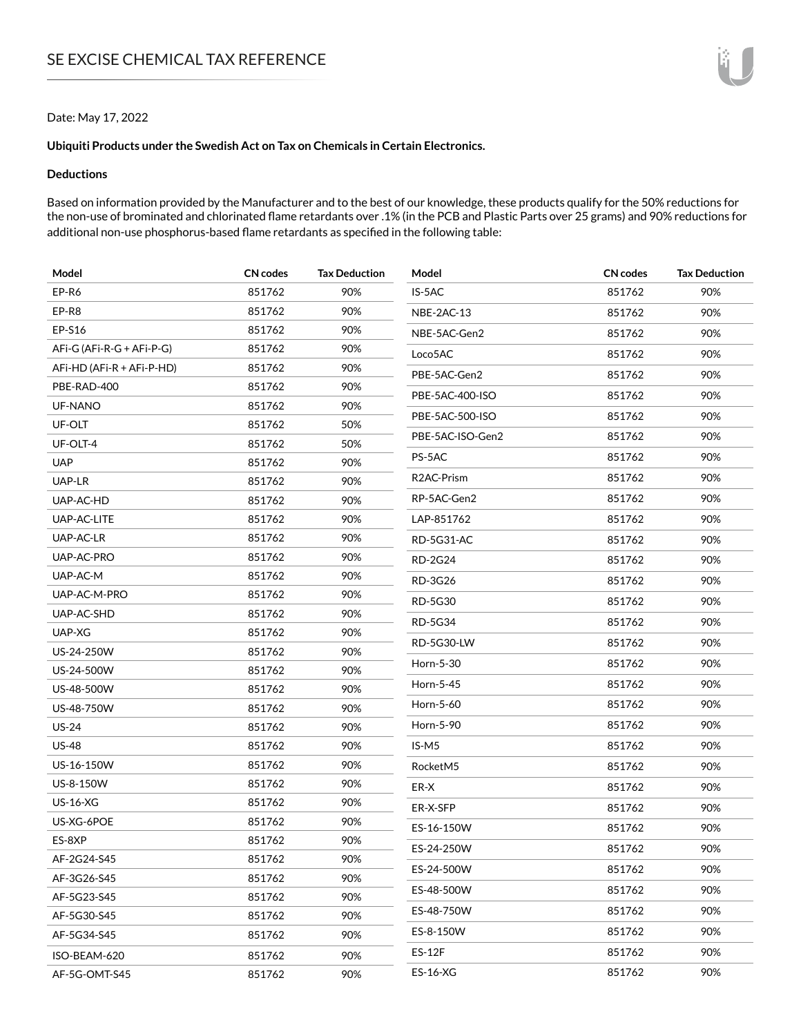# SE EXCISE CHEMICAL TAX REFERENCE

Date: May 17, 2022

**Ubiquiti Products under the Swedish Act on Tax on Chemicals in Certain Electronics.**

**Deductions**

Based on information provided by the Manufacturer and to the best of our knowledge, these products qualify for the 50% reductions for the non-use of brominated and chlorinated flame retardants over .1% (in the PCB and Plastic Parts over 25 grams) and 90% reductions for additional non-use phosphorus-based flame retardants as specified in the following table:

| Model | CN codes | Tax Deduction |
|---|---|---|
| EP-R6 | 851762 | 90% |
| EP-R8 | 851762 | 90% |
| EP-S16 | 851762 | 90% |
| AFi-G (AFi-R-G + AFi-P-G) | 851762 | 90% |
| AFi-HD (AFi-R + AFi-P-HD) | 851762 | 90% |
| PBE-RAD-400 | 851762 | 90% |
| UF-NANO | 851762 | 90% |
| UF-OLT | 851762 | 50% |
| UF-OLT-4 | 851762 | 50% |
| UAP | 851762 | 90% |
| UAP-LR | 851762 | 90% |
| UAP-AC-HD | 851762 | 90% |
| UAP-AC-LITE | 851762 | 90% |
| UAP-AC-LR | 851762 | 90% |
| UAP-AC-PRO | 851762 | 90% |
| UAP-AC-M | 851762 | 90% |
| UAP-AC-M-PRO | 851762 | 90% |
| UAP-AC-SHD | 851762 | 90% |
| UAP-XG | 851762 | 90% |
| US-24-250W | 851762 | 90% |
| US-24-500W | 851762 | 90% |
| US-48-500W | 851762 | 90% |
| US-48-750W | 851762 | 90% |
| US-24 | 851762 | 90% |
| US-48 | 851762 | 90% |
| US-16-150W | 851762 | 90% |
| US-8-150W | 851762 | 90% |
| US-16-XG | 851762 | 90% |
| US-XG-6POE | 851762 | 90% |
| ES-8XP | 851762 | 90% |
| AF-2G24-S45 | 851762 | 90% |
| AF-3G26-S45 | 851762 | 90% |
| AF-5G23-S45 | 851762 | 90% |
| AF-5G30-S45 | 851762 | 90% |
| AF-5G34-S45 | 851762 | 90% |
| ISO-BEAM-620 | 851762 | 90% |
| AF-5G-OMT-S45 | 851762 | 90% |
| IS-5AC | 851762 | 90% |
| NBE-2AC-13 | 851762 | 90% |
| NBE-5AC-Gen2 | 851762 | 90% |
| Loco5AC | 851762 | 90% |
| PBE-5AC-Gen2 | 851762 | 90% |
| PBE-5AC-400-ISO | 851762 | 90% |
| PBE-5AC-500-ISO | 851762 | 90% |
| PBE-5AC-ISO-Gen2 | 851762 | 90% |
| PS-5AC | 851762 | 90% |
| R2AC-Prism | 851762 | 90% |
| RP-5AC-Gen2 | 851762 | 90% |
| LAP-851762 | 851762 | 90% |
| RD-5G31-AC | 851762 | 90% |
| RD-2G24 | 851762 | 90% |
| RD-3G26 | 851762 | 90% |
| RD-5G30 | 851762 | 90% |
| RD-5G34 | 851762 | 90% |
| RD-5G30-LW | 851762 | 90% |
| Horn-5-30 | 851762 | 90% |
| Horn-5-45 | 851762 | 90% |
| Horn-5-60 | 851762 | 90% |
| Horn-5-90 | 851762 | 90% |
| IS-M5 | 851762 | 90% |
| RocketM5 | 851762 | 90% |
| ER-X | 851762 | 90% |
| ER-X-SFP | 851762 | 90% |
| ES-16-150W | 851762 | 90% |
| ES-24-250W | 851762 | 90% |
| ES-24-500W | 851762 | 90% |
| ES-48-500W | 851762 | 90% |
| ES-48-750W | 851762 | 90% |
| ES-8-150W | 851762 | 90% |
| ES-12F | 851762 | 90% |
| ES-16-XG | 851762 | 90% |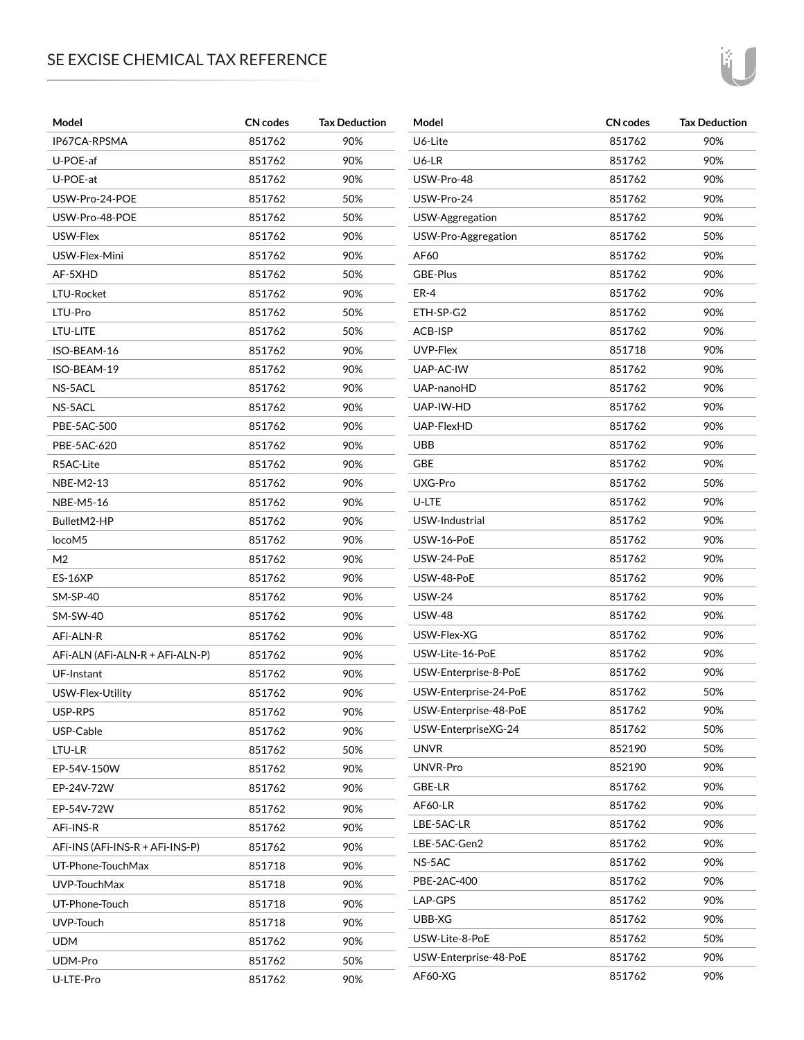## SE EXCISE CHEMICAL TAX REFERENCE

| Model | CN codes | Tax Deduction |
| --- | --- | --- |
| IP67CA-RPSMA | 851762 | 90% |
| U-POE-af | 851762 | 90% |
| U-POE-at | 851762 | 90% |
| USW-Pro-24-POE | 851762 | 50% |
| USW-Pro-48-POE | 851762 | 50% |
| USW-Flex | 851762 | 90% |
| USW-Flex-Mini | 851762 | 90% |
| AF-5XHD | 851762 | 50% |
| LTU-Rocket | 851762 | 90% |
| LTU-Pro | 851762 | 50% |
| LTU-LITE | 851762 | 50% |
| ISO-BEAM-16 | 851762 | 90% |
| ISO-BEAM-19 | 851762 | 90% |
| NS-5ACL | 851762 | 90% |
| NS-5ACL | 851762 | 90% |
| PBE-5AC-500 | 851762 | 90% |
| PBE-5AC-620 | 851762 | 90% |
| R5AC-Lite | 851762 | 90% |
| NBE-M2-13 | 851762 | 90% |
| NBE-M5-16 | 851762 | 90% |
| BulletM2-HP | 851762 | 90% |
| locoM5 | 851762 | 90% |
| M2 | 851762 | 90% |
| ES-16XP | 851762 | 90% |
| SM-SP-40 | 851762 | 90% |
| SM-SW-40 | 851762 | 90% |
| AFi-ALN-R | 851762 | 90% |
| AFi-ALN (AFi-ALN-R + AFi-ALN-P) | 851762 | 90% |
| UF-Instant | 851762 | 90% |
| USW-Flex-Utility | 851762 | 90% |
| USP-RPS | 851762 | 90% |
| USP-Cable | 851762 | 90% |
| LTU-LR | 851762 | 50% |
| EP-54V-150W | 851762 | 90% |
| EP-24V-72W | 851762 | 90% |
| EP-54V-72W | 851762 | 90% |
| AFi-INS-R | 851762 | 90% |
| AFi-INS (AFi-INS-R + AFi-INS-P) | 851762 | 90% |
| UT-Phone-TouchMax | 851718 | 90% |
| UVP-TouchMax | 851718 | 90% |
| UT-Phone-Touch | 851718 | 90% |
| UVP-Touch | 851718 | 90% |
| UDM | 851762 | 90% |
| UDM-Pro | 851762 | 50% |
| U-LTE-Pro | 851762 | 90% |
| U6-Lite | 851762 | 90% |
| U6-LR | 851762 | 90% |
| USW-Pro-48 | 851762 | 90% |
| USW-Pro-24 | 851762 | 90% |
| USW-Aggregation | 851762 | 90% |
| USW-Pro-Aggregation | 851762 | 50% |
| AF60 | 851762 | 90% |
| GBE-Plus | 851762 | 90% |
| ER-4 | 851762 | 90% |
| ETH-SP-G2 | 851762 | 90% |
| ACB-ISP | 851762 | 90% |
| UVP-Flex | 851718 | 90% |
| UAP-AC-IW | 851762 | 90% |
| UAP-nanoHD | 851762 | 90% |
| UAP-IW-HD | 851762 | 90% |
| UAP-FlexHD | 851762 | 90% |
| UBB | 851762 | 90% |
| GBE | 851762 | 90% |
| UXG-Pro | 851762 | 50% |
| U-LTE | 851762 | 90% |
| USW-Industrial | 851762 | 90% |
| USW-16-PoE | 851762 | 90% |
| USW-24-PoE | 851762 | 90% |
| USW-48-PoE | 851762 | 90% |
| USW-24 | 851762 | 90% |
| USW-48 | 851762 | 90% |
| USW-Flex-XG | 851762 | 90% |
| USW-Lite-16-PoE | 851762 | 90% |
| USW-Enterprise-8-PoE | 851762 | 90% |
| USW-Enterprise-24-PoE | 851762 | 50% |
| USW-Enterprise-48-PoE | 851762 | 90% |
| USW-EnterpriseXG-24 | 851762 | 50% |
| UNVR | 852190 | 50% |
| UNVR-Pro | 852190 | 90% |
| GBE-LR | 851762 | 90% |
| AF60-LR | 851762 | 90% |
| LBE-5AC-LR | 851762 | 90% |
| LBE-5AC-Gen2 | 851762 | 90% |
| NS-5AC | 851762 | 90% |
| PBE-2AC-400 | 851762 | 90% |
| LAP-GPS | 851762 | 90% |
| UBB-XG | 851762 | 90% |
| USW-Lite-8-PoE | 851762 | 50% |
| USW-Enterprise-48-PoE | 851762 | 90% |
| AF60-XG | 851762 | 90% |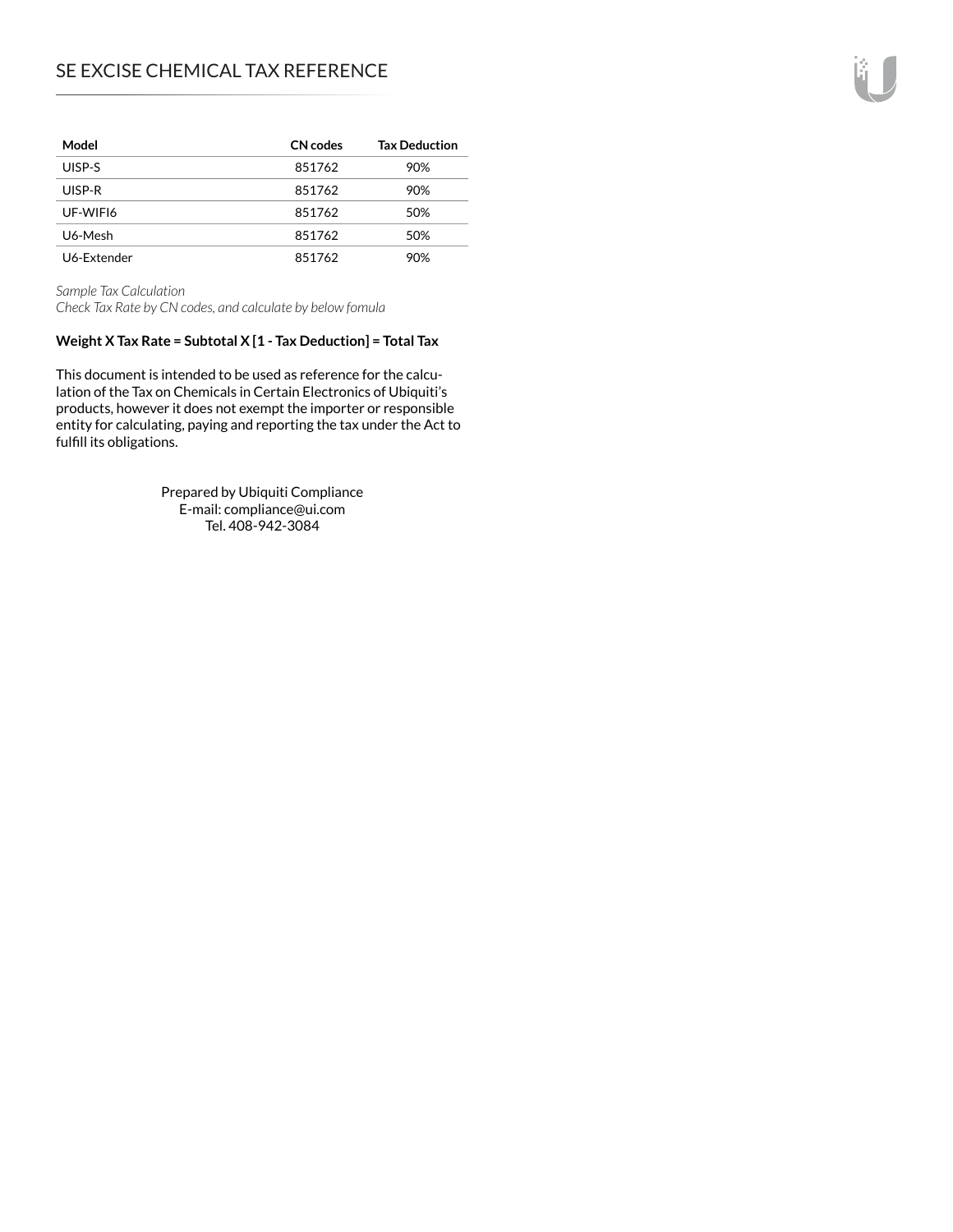# SE EXCISE CHEMICAL TAX REFERENCE

| Model | CN codes | Tax Deduction |
|---|---|---|
| UISP-S | 851762 | 90% |
| UISP-R | 851762 | 90% |
| UF-WIFI6 | 851762 | 50% |
| U6-Mesh | 851762 | 50% |
| U6-Extender | 851762 | 90% |

*Sample Tax Calculation*
*Check Tax Rate by CN codes, and calculate by below fomula*

**Weight X Tax Rate = Subtotal X [1 - Tax Deduction] = Total Tax**

This document is intended to be used as reference for the calculation of the Tax on Chemicals in Certain Electronics of Ubiquiti's products, however it does not exempt the importer or responsible entity for calculating, paying and reporting the tax under the Act to fulfill its obligations.

Prepared by Ubiquiti Compliance
E-mail: compliance@ui.com
Tel. 408-942-3084